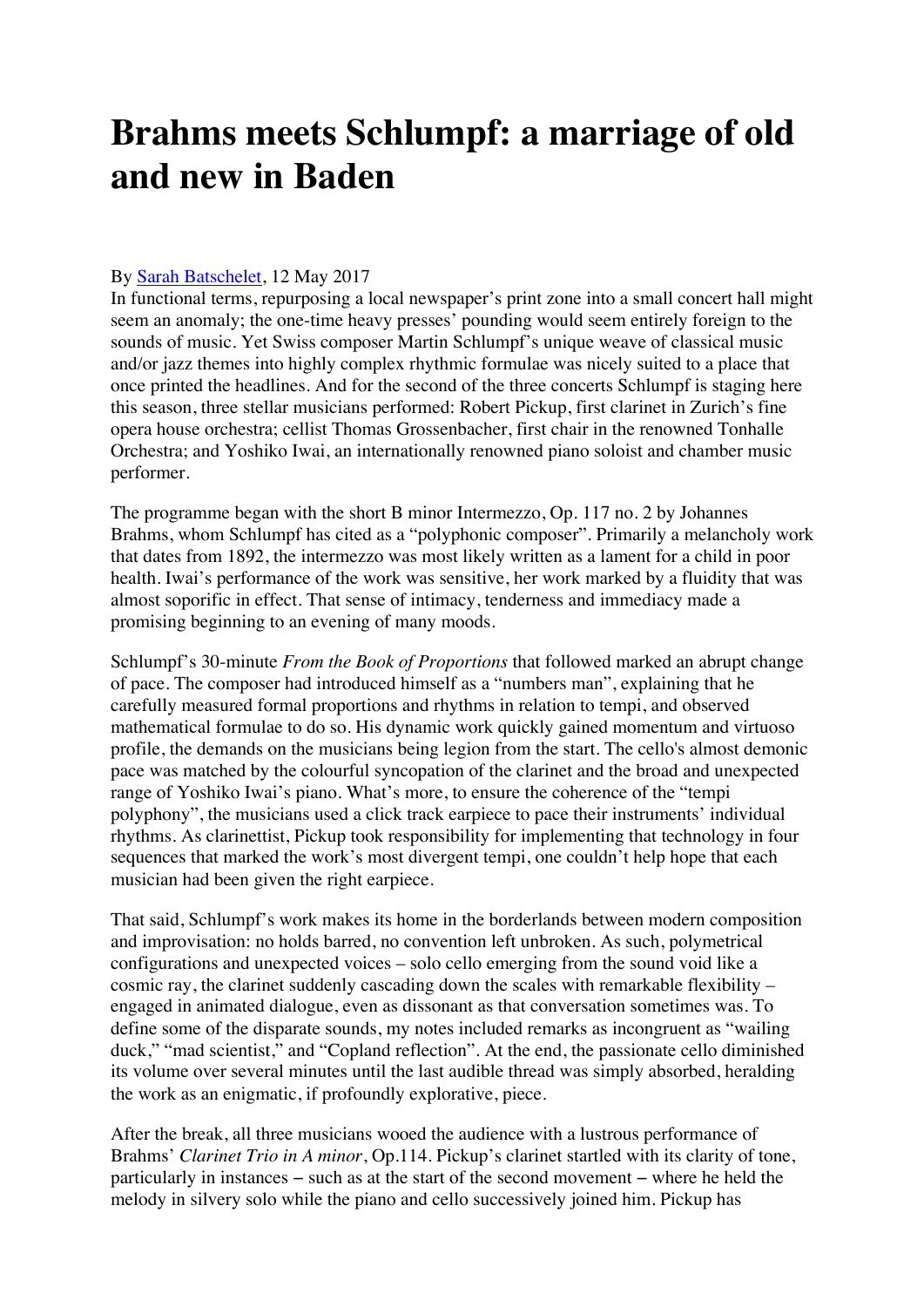# Brahms meets Schlumpf: a marriage of old and new in Baden

By Sarah Batschelet, 12 May 2017

In functional terms, repurposing a local newspaper's print zone into a small concert hall might seem an anomaly; the one-time heavy presses' pounding would seem entirely foreign to the sounds of music. Yet Swiss composer Martin Schlumpf's unique weave of classical music and/or jazz themes into highly complex rhythmic formulae was nicely suited to a place that once printed the headlines. And for the second of the three concerts Schlumpf is staging here this season, three stellar musicians performed: Robert Pickup, first clarinet in Zurich's fine opera house orchestra; cellist Thomas Grossenbacher, first chair in the renowned Tonhalle Orchestra; and Yoshiko Iwai, an internationally renowned piano soloist and chamber music performer.

The programme began with the short B minor Intermezzo, Op. 117 no. 2 by Johannes Brahms, whom Schlumpf has cited as a "polyphonic composer". Primarily a melancholy work that dates from 1892, the intermezzo was most likely written as a lament for a child in poor health. Iwai's performance of the work was sensitive, her work marked by a fluidity that was almost soporific in effect. That sense of intimacy, tenderness and immediacy made a promising beginning to an evening of many moods.

Schlumpf's 30-minute *From the Book of Proportions* that followed marked an abrupt change of pace. The composer had introduced himself as a "numbers man", explaining that he carefully measured formal proportions and rhythms in relation to tempi, and observed mathematical formulae to do so. His dynamic work quickly gained momentum and virtuoso profile, the demands on the musicians being legion from the start. The cello's almost demonic pace was matched by the colourful syncopation of the clarinet and the broad and unexpected range of Yoshiko Iwai's piano. What's more, to ensure the coherence of the "tempi polyphony", the musicians used a click track earpiece to pace their instruments' individual rhythms. As clarinettist, Pickup took responsibility for implementing that technology in four sequences that marked the work's most divergent tempi, one couldn't help hope that each musician had been given the right earpiece.

That said, Schlumpf's work makes its home in the borderlands between modern composition and improvisation: no holds barred, no convention left unbroken. As such, polymetrical configurations and unexpected voices – solo cello emerging from the sound void like a cosmic ray, the clarinet suddenly cascading down the scales with remarkable flexibility – engaged in animated dialogue, even as dissonant as that conversation sometimes was. To define some of the disparate sounds, my notes included remarks as incongruent as "wailing duck," "mad scientist," and "Copland reflection". At the end, the passionate cello diminished its volume over several minutes until the last audible thread was simply absorbed, heralding the work as an enigmatic, if profoundly explorative, piece.

After the break, all three musicians wooed the audience with a lustrous performance of Brahms' *Clarinet Trio in A minor*, Op.114. Pickup's clarinet startled with its clarity of tone, particularly in instances – such as at the start of the second movement – where he held the melody in silvery solo while the piano and cello successively joined him. Pickup has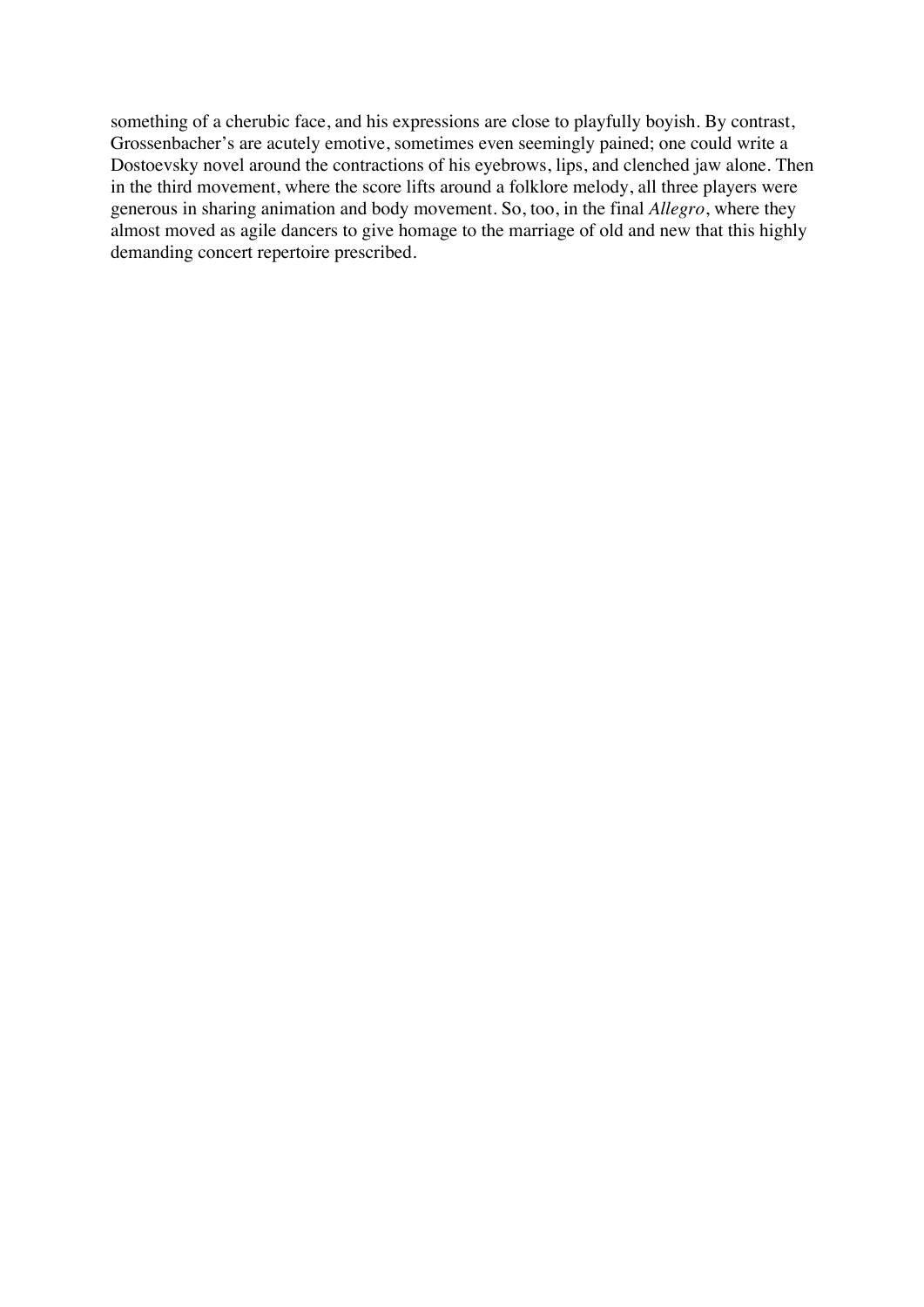something of a cherubic face, and his expressions are close to playfully boyish. By contrast, Grossenbacher's are acutely emotive, sometimes even seemingly pained; one could write a Dostoevsky novel around the contractions of his eyebrows, lips, and clenched jaw alone. Then in the third movement, where the score lifts around a folklore melody, all three players were generous in sharing animation and body movement. So, too, in the final *Allegro*, where they almost moved as agile dancers to give homage to the marriage of old and new that this highly demanding concert repertoire prescribed.